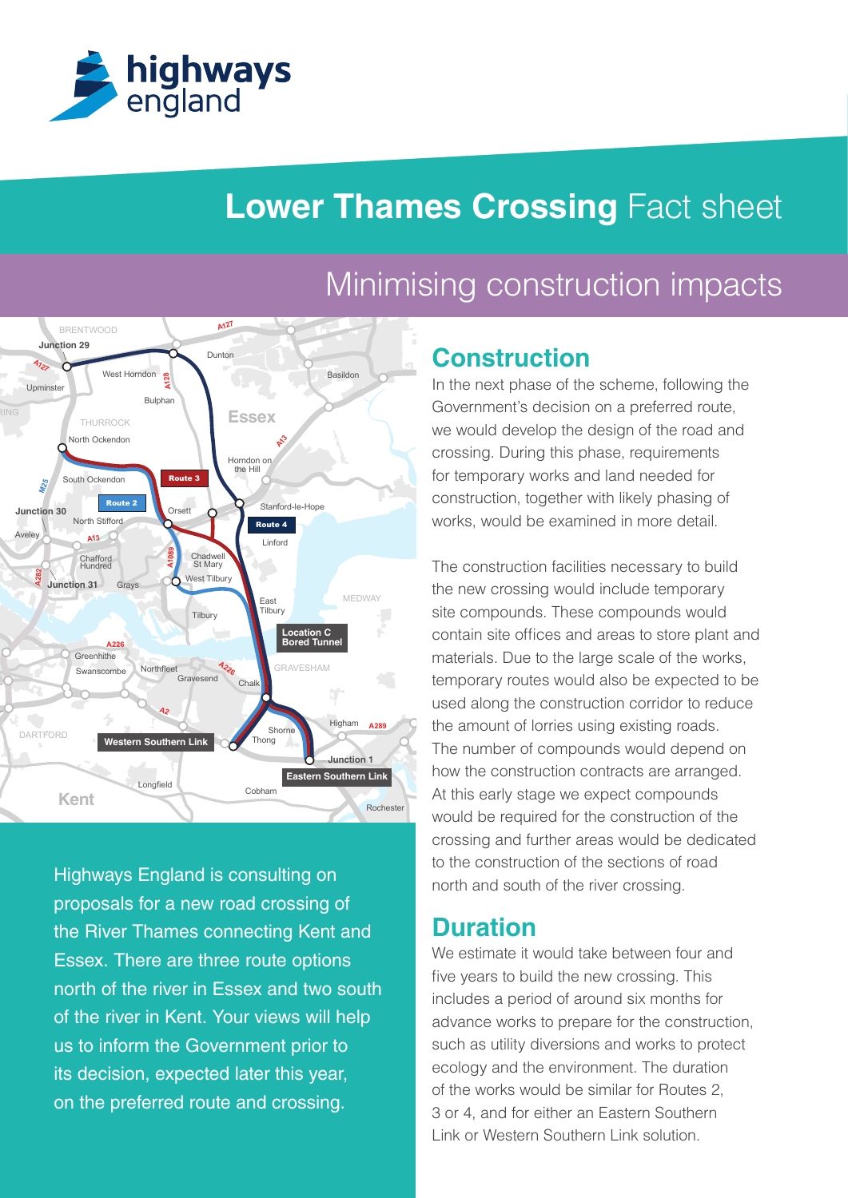# Lower Thames Crossing Fact sheet

## Minimising construction impacts

Highways England is consulting on proposals for a new road crossing of the River Thames connecting Kent and Essex. There are three route options north of the river in Essex and two south of the river in Kent. Your views will help us to inform the Government prior to its decision, expected later this year, on the preferred route and crossing.

## Construction

In the next phase of the scheme, following the Government's decision on a preferred route, we would develop the design of the road and crossing. During this phase, requirements for temporary works and land needed for construction, together with likely phasing of works, would be examined in more detail.

The construction facilities necessary to build the new crossing would include temporary site compounds. These compounds would contain site offices and areas to store plant and materials. Due to the large scale of the works, temporary routes would also be expected to be used along the construction corridor to reduce the amount of lorries using existing roads. The number of compounds would depend on how the construction contracts are arranged. At this early stage we expect compounds would be required for the construction of the crossing and further areas would be dedicated to the construction of the sections of road north and south of the river crossing.

## Duration

We estimate it would take between four and five years to build the new crossing. This includes a period of around six months for advance works to prepare for the construction, such as utility diversions and works to protect ecology and the environment. The duration of the works would be similar for Routes 2, 3 or 4, and for either an Eastern Southern Link or Western Southern Link solution.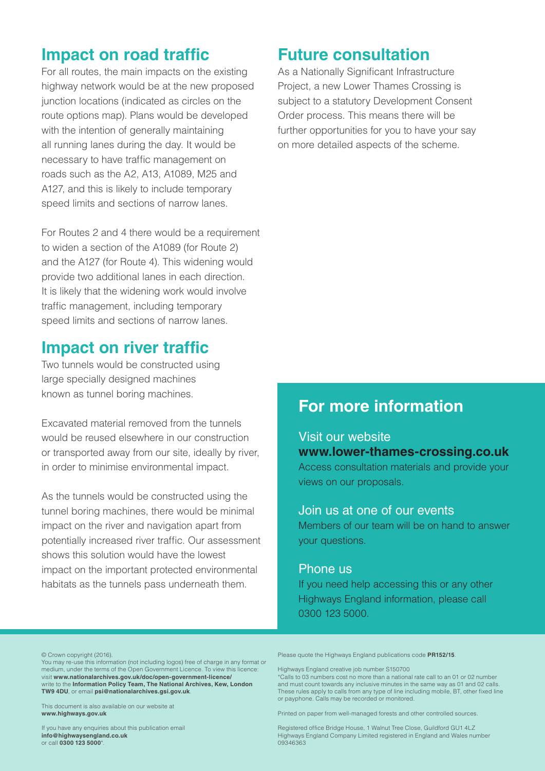## Impact on road traffic

For all routes, the main impacts on the existing highway network would be at the new proposed junction locations (indicated as circles on the route options map). Plans would be developed with the intention of generally maintaining all running lanes during the day. It would be necessary to have traffic management on roads such as the A2, A13, A1089, M25 and A127, and this is likely to include temporary speed limits and sections of narrow lanes.

For Routes 2 and 4 there would be a requirement to widen a section of the A1089 (for Route 2) and the A127 (for Route 4). This widening would provide two additional lanes in each direction. It is likely that the widening work would involve traffic management, including temporary speed limits and sections of narrow lanes.

## Impact on river traffic

Two tunnels would be constructed using large specially designed machines known as tunnel boring machines.

Excavated material removed from the tunnels would be reused elsewhere in our construction or transported away from our site, ideally by river, in order to minimise environmental impact.

As the tunnels would be constructed using the tunnel boring machines, there would be minimal impact on the river and navigation apart from potentially increased river traffic. Our assessment shows this solution would have the lowest impact on the important protected environmental habitats as the tunnels pass underneath them.

## Future consultation

As a Nationally Significant Infrastructure Project, a new Lower Thames Crossing is subject to a statutory Development Consent Order process. This means there will be further opportunities for you to have your say on more detailed aspects of the scheme.

## For more information

### Visit our website

**www.lower-thames-crossing.co.uk**

Access consultation materials and provide your views on our proposals.

### Join us at one of our events

Members of our team will be on hand to answer your questions.

### Phone us

If you need help accessing this or any other Highways England information, please call 0300 123 5000.

© Crown copyright (2016).
You may re-use this information (not including logos) free of charge in any format or medium, under the terms of the Open Government Licence. To view this licence: visit **www.nationalarchives.gov.uk/doc/open-government-licence/** write to the **Information Policy Team, The National Archives, Kew, London TW9 4DU**, or email **psi@nationalarchives.gsi.gov.uk**.

This document is also available on our website at **www.highways.gov.uk**

If you have any enquiries about this publication email **info@highwaysengland.co.uk** or call **0300 123 5000***.

Please quote the Highways England publications code **PR152/15**.

Highways England creative job number S150700
*Calls to 03 numbers cost no more than a national rate call to an 01 or 02 number and must count towards any inclusive minutes in the same way as 01 and 02 calls. These rules apply to calls from any type of line including mobile, BT, other fixed line or payphone. Calls may be recorded or monitored.

Printed on paper from well-managed forests and other controlled sources.

Registered office Bridge House, 1 Walnut Tree Close, Guildford GU1 4LZ
Highways England Company Limited registered in England and Wales number 09346363